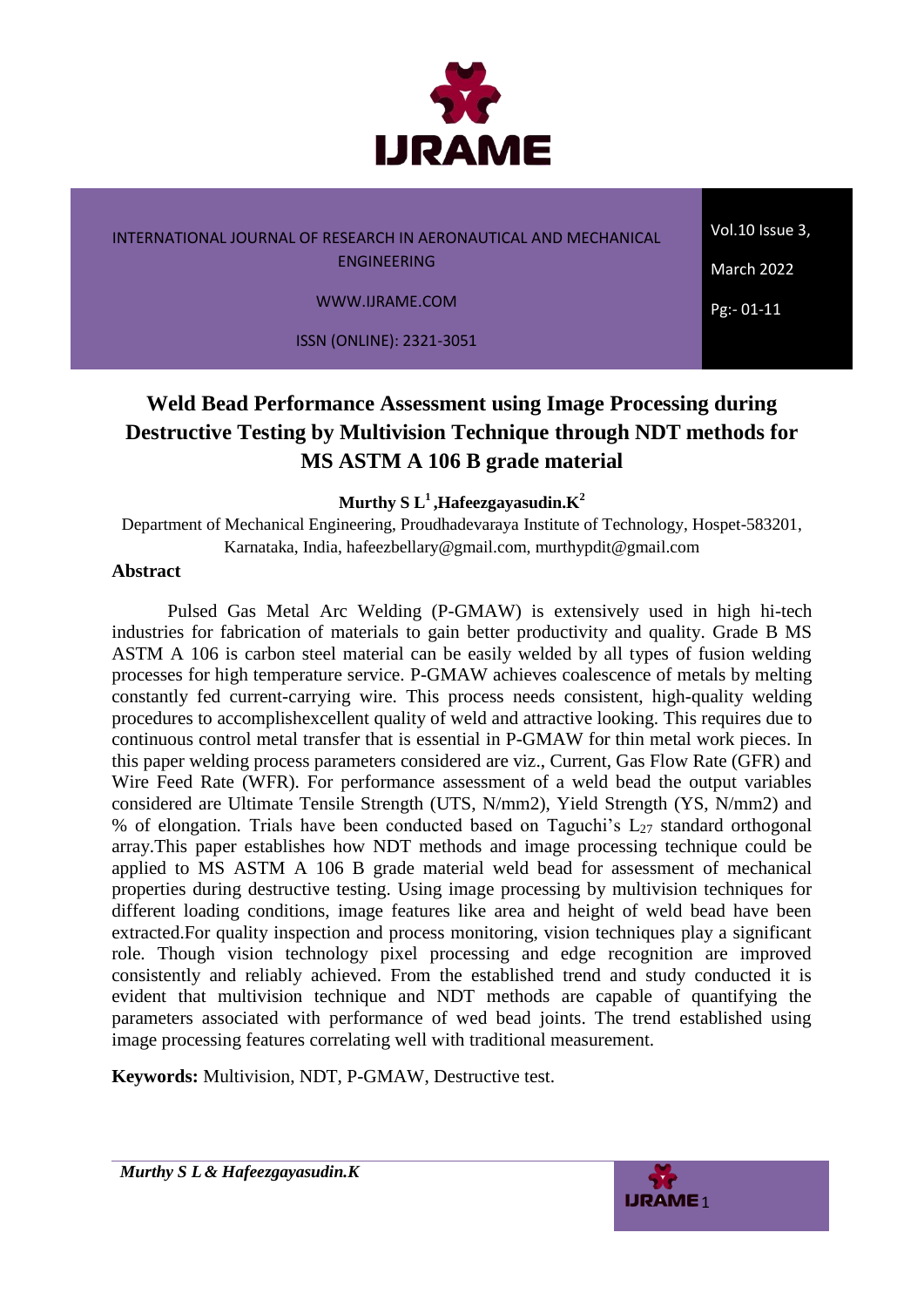# Weld Bead Performance Assessment using Image Processing during Destructive Testing by Multivision Technique through NDT methods for MS ASTM A 106 B grade material

**Murthy S L[1] ,Hafeezgayasudin.K[2]**

Department of Mechanical Engineering, Proudhadevaraya Institute of Technology, Hospet-583201, Karnataka, India, hafeezbellary@gmail.com, murthypdit@gmail.com

## Abstract

Pulsed Gas Metal Arc Welding (P-GMAW) is extensively used in high hi-tech industries for fabrication of materials to gain better productivity and quality. Grade B MS ASTM A 106 is carbon steel material can be easily welded by all types of fusion welding processes for high temperature service. P-GMAW achieves coalescence of metals by melting constantly fed current-carrying wire. This process needs consistent, high-quality welding procedures to accomplishexcellent quality of weld and attractive looking. This requires due to continuous control metal transfer that is essential in P-GMAW for thin metal work pieces. In this paper welding process parameters considered are viz., Current, Gas Flow Rate (GFR) and Wire Feed Rate (WFR). For performance assessment of a weld bead the output variables considered are Ultimate Tensile Strength (UTS, N/mm2), Yield Strength (YS, N/mm2) and % of elongation. Trials have been conducted based on Taguchi's $L_{27}$ standard orthogonal array.This paper establishes how NDT methods and image processing technique could be applied to MS ASTM A 106 B grade material weld bead for assessment of mechanical properties during destructive testing. Using image processing by multivision techniques for different loading conditions, image features like area and height of weld bead have been extracted.For quality inspection and process monitoring, vision techniques play a significant role. Though vision technology pixel processing and edge recognition are improved consistently and reliably achieved. From the established trend and study conducted it is evident that multivision technique and NDT methods are capable of quantifying the parameters associated with performance of wed bead joints. The trend established using image processing features correlating well with traditional measurement.

**Keywords:** Multivision, NDT, P-GMAW, Destructive test.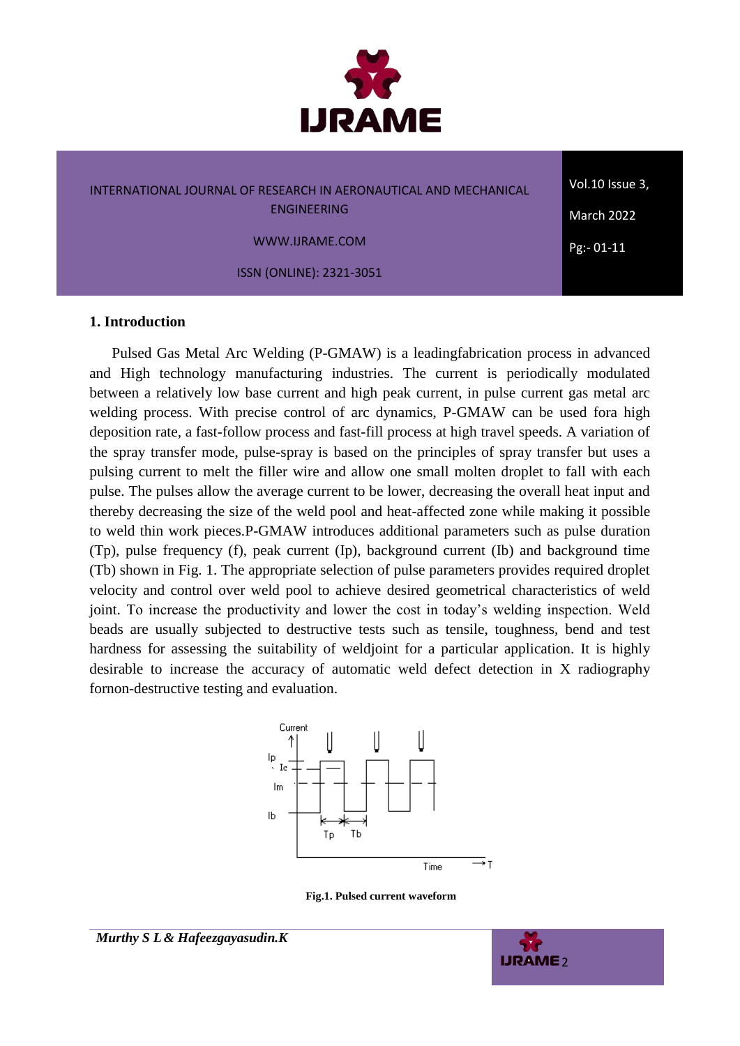## 1. Introduction

Pulsed Gas Metal Arc Welding (P-GMAW) is a leadingfabrication process in advanced and High technology manufacturing industries. The current is periodically modulated between a relatively low base current and high peak current, in pulse current gas metal arc welding process. With precise control of arc dynamics, P-GMAW can be used fora high deposition rate, a fast-follow process and fast-fill process at high travel speeds. A variation of the spray transfer mode, pulse-spray is based on the principles of spray transfer but uses a pulsing current to melt the filler wire and allow one small molten droplet to fall with each pulse. The pulses allow the average current to be lower, decreasing the overall heat input and thereby decreasing the size of the weld pool and heat-affected zone while making it possible to weld thin work pieces.P-GMAW introduces additional parameters such as pulse duration (Tp), pulse frequency (f), peak current (Ip), background current (Ib) and background time (Tb) shown in Fig. 1. The appropriate selection of pulse parameters provides required droplet velocity and control over weld pool to achieve desired geometrical characteristics of weld joint. To increase the productivity and lower the cost in today's welding inspection. Weld beads are usually subjected to destructive tests such as tensile, toughness, bend and test hardness for assessing the suitability of weldjoint for a particular application. It is highly desirable to increase the accuracy of automatic weld defect detection in X radiography fornon-destructive testing and evaluation.

**Fig.1. Pulsed current waveform**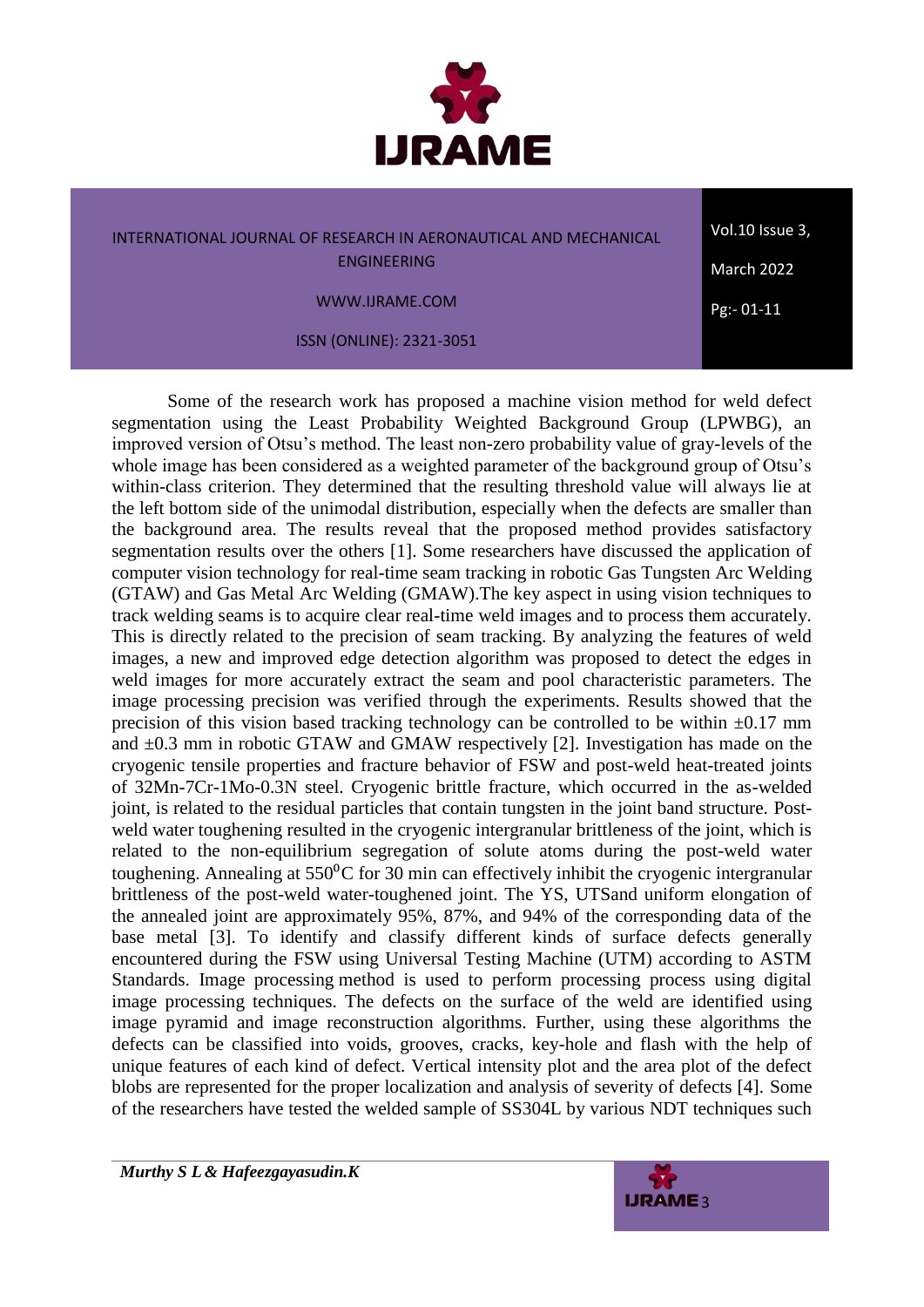Some of the research work has proposed a machine vision method for weld defect segmentation using the Least Probability Weighted Background Group (LPWBG), an improved version of Otsu's method. The least non-zero probability value of gray-levels of the whole image has been considered as a weighted parameter of the background group of Otsu's within-class criterion. They determined that the resulting threshold value will always lie at the left bottom side of the unimodal distribution, especially when the defects are smaller than the background area. The results reveal that the proposed method provides satisfactory segmentation results over the others [1]. Some researchers have discussed the application of computer vision technology for real-time seam tracking in robotic Gas Tungsten Arc Welding (GTAW) and Gas Metal Arc Welding (GMAW).The key aspect in using vision techniques to track welding seams is to acquire clear real-time weld images and to process them accurately. This is directly related to the precision of seam tracking. By analyzing the features of weld images, a new and improved edge detection algorithm was proposed to detect the edges in weld images for more accurately extract the seam and pool characteristic parameters. The image processing precision was verified through the experiments. Results showed that the precision of this vision based tracking technology can be controlled to be within $\pm 0.17$ mm and $\pm 0.3$ mm in robotic GTAW and GMAW respectively [2]. Investigation has made on the cryogenic tensile properties and fracture behavior of FSW and post-weld heat-treated joints of 32Mn-7Cr-1Mo-0.3N steel. Cryogenic brittle fracture, which occurred in the as-welded joint, is related to the residual particles that contain tungsten in the joint band structure. Post-weld water toughening resulted in the cryogenic intergranular brittleness of the joint, which is related to the non-equilibrium segregation of solute atoms during the post-weld water toughening. Annealing at $550^{0}$C for 30 min can effectively inhibit the cryogenic intergranular brittleness of the post-weld water-toughened joint. The YS, UTSand uniform elongation of the annealed joint are approximately 95%, 87%, and 94% of the corresponding data of the base metal [3]. To identify and classify different kinds of surface defects generally encountered during the FSW using Universal Testing Machine (UTM) according to ASTM Standards. Image processing method is used to perform processing process using digital image processing techniques. The defects on the surface of the weld are identified using image pyramid and image reconstruction algorithms. Further, using these algorithms the defects can be classified into voids, grooves, cracks, key-hole and flash with the help of unique features of each kind of defect. Vertical intensity plot and the area plot of the defect blobs are represented for the proper localization and analysis of severity of defects [4]. Some of the researchers have tested the welded sample of SS304L by various NDT techniques such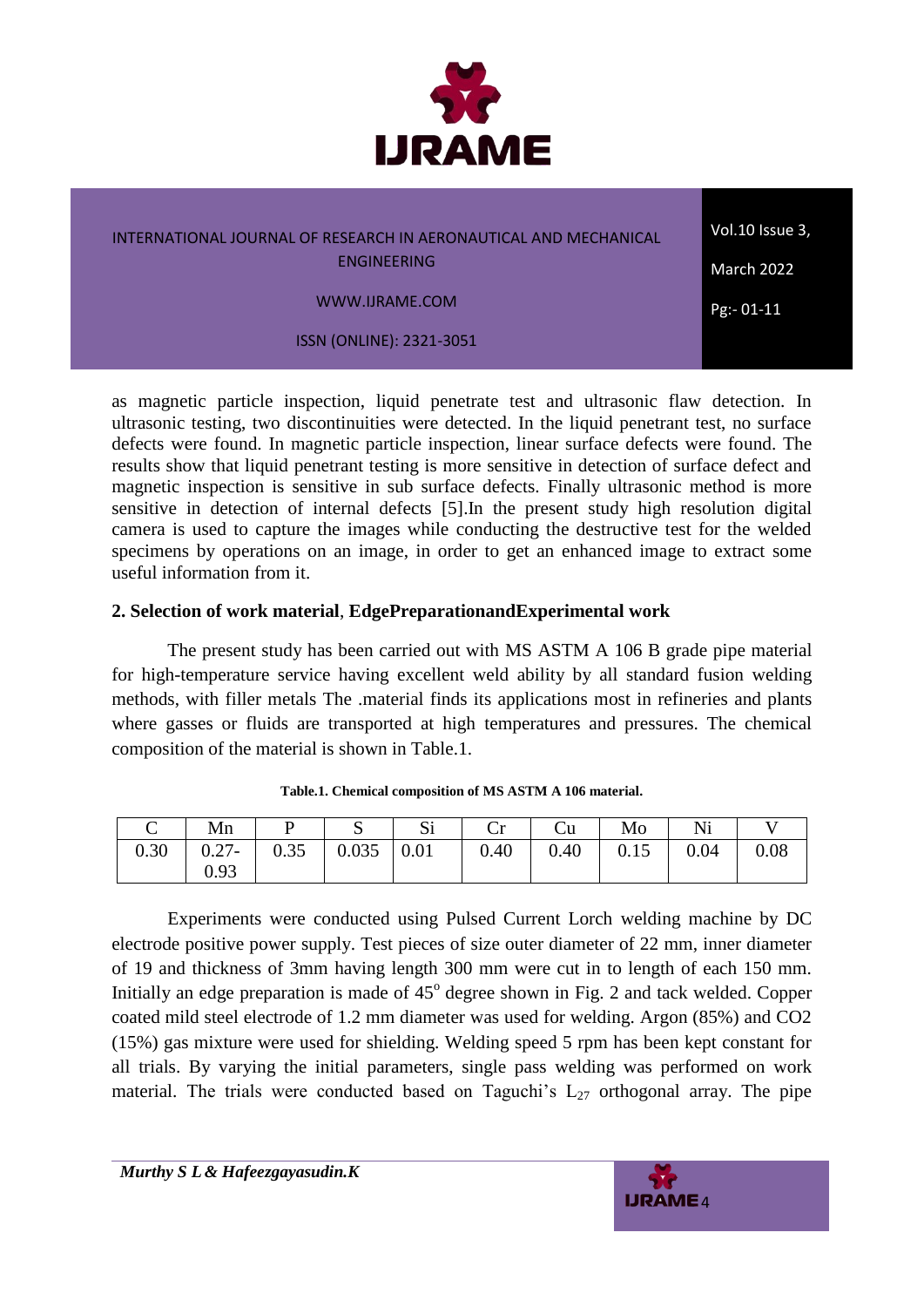as magnetic particle inspection, liquid penetrate test and ultrasonic flaw detection. In ultrasonic testing, two discontinuities were detected. In the liquid penetrant test, no surface defects were found. In magnetic particle inspection, linear surface defects were found. The results show that liquid penetrant testing is more sensitive in detection of surface defect and magnetic inspection is sensitive in sub surface defects. Finally ultrasonic method is more sensitive in detection of internal defects [5].In the present study high resolution digital camera is used to capture the images while conducting the destructive test for the welded specimens by operations on an image, in order to get an enhanced image to extract some useful information from it.

## 2. Selection of work material, EdgePreparationandExperimental work

The present study has been carried out with MS ASTM A 106 B grade pipe material for high-temperature service having excellent weld ability by all standard fusion welding methods, with filler metals The .material finds its applications most in refineries and plants where gasses or fluids are transported at high temperatures and pressures. The chemical composition of the material is shown in Table.1.

**Table.1. Chemical composition of MS ASTM A 106 material.**

| C | Mn | P | S | Si | Cr | Cu | Mo | Ni | V |
|---|---|---|---|---|---|---|---|---|---|
| 0.30 | 0.27-0.93 | 0.35 | 0.035 | 0.01 | 0.40 | 0.40 | 0.15 | 0.04 | 0.08 |

Experiments were conducted using Pulsed Current Lorch welding machine by DC electrode positive power supply. Test pieces of size outer diameter of 22 mm, inner diameter of 19 and thickness of 3mm having length 300 mm were cut in to length of each 150 mm. Initially an edge preparation is made of $45^{o}$ degree shown in Fig. 2 and tack welded. Copper coated mild steel electrode of 1.2 mm diameter was used for welding. Argon (85%) and CO2 (15%) gas mixture were used for shielding. Welding speed 5 rpm has been kept constant for all trials. By varying the initial parameters, single pass welding was performed on work material. The trials were conducted based on Taguchi's $L_{27}$ orthogonal array. The pipe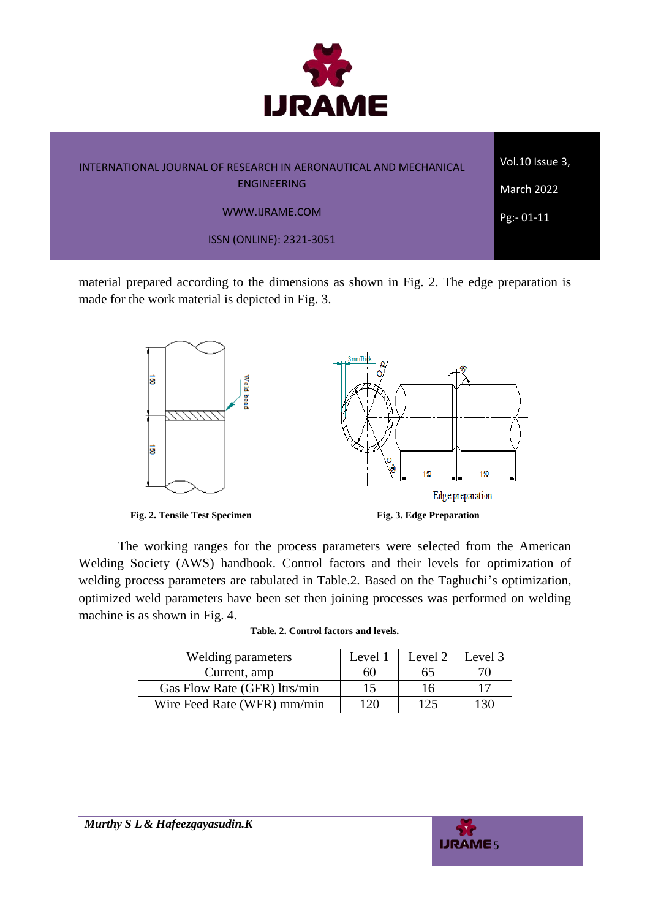material prepared according to the dimensions as shown in Fig. 2. The edge preparation is made for the work material is depicted in Fig. 3.

**Fig. 2. Tensile Test Specimen**

**Fig. 3. Edge Preparation**

The working ranges for the process parameters were selected from the American Welding Society (AWS) handbook. Control factors and their levels for optimization of welding process parameters are tabulated in Table.2. Based on the Taghuchi's optimization, optimized weld parameters have been set then joining processes was performed on welding machine is as shown in Fig. 4.

**Table. 2. Control factors and levels.**

| Welding parameters | Level 1 | Level 2 | Level 3 |
|---|---|---|---|
| Current, amp | 60 | 65 | 70 |
| Gas Flow Rate (GFR) ltrs/min | 15 | 16 | 17 |
| Wire Feed Rate (WFR) mm/min | 120 | 125 | 130 |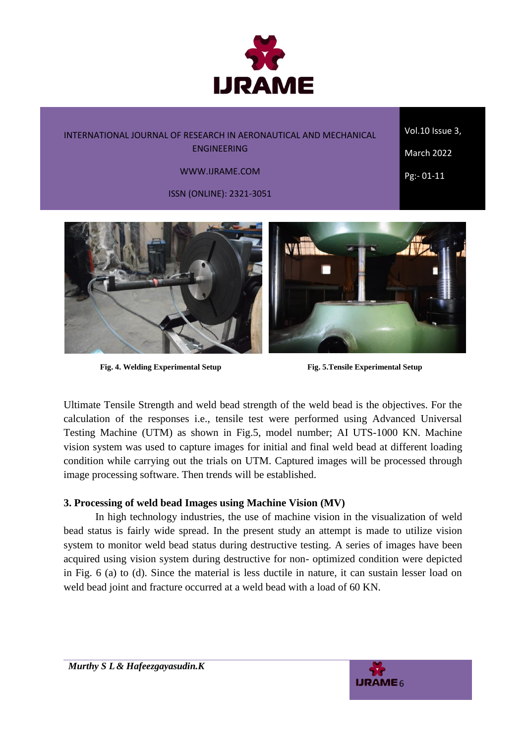Fig. 4. Welding Experimental Setup

Fig. 5.Tensile Experimental Setup

Ultimate Tensile Strength and weld bead strength of the weld bead is the objectives. For the calculation of the responses i.e., tensile test were performed using Advanced Universal Testing Machine (UTM) as shown in Fig.5, model number; AI UTS-1000 KN. Machine vision system was used to capture images for initial and final weld bead at different loading condition while carrying out the trials on UTM. Captured images will be processed through image processing software. Then trends will be established.

### 3. Processing of weld bead Images using Machine Vision (MV)

In high technology industries, the use of machine vision in the visualization of weld bead status is fairly wide spread. In the present study an attempt is made to utilize vision system to monitor weld bead status during destructive testing. A series of images have been acquired using vision system during destructive for non- optimized condition were depicted in Fig. 6 (a) to (d). Since the material is less ductile in nature, it can sustain lesser load on weld bead joint and fracture occurred at a weld bead with a load of 60 KN.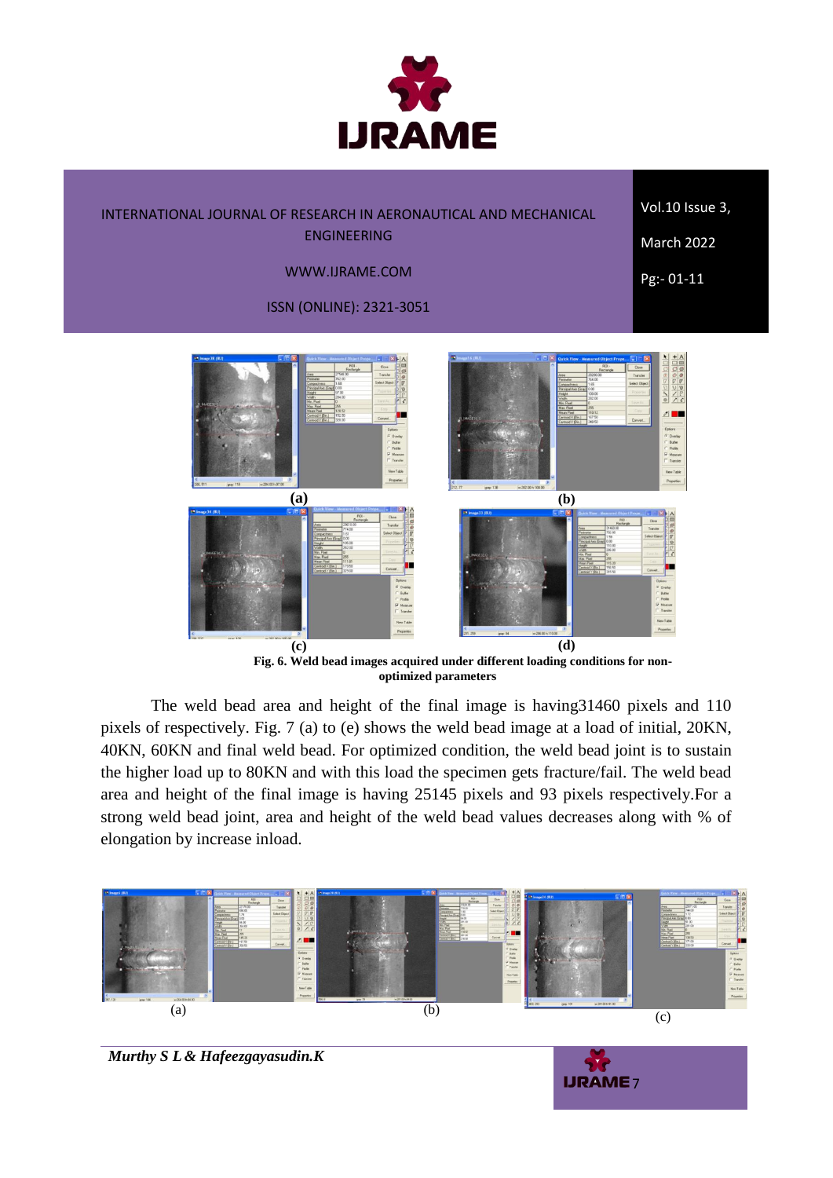(a) (b)

(c) (d)

**Fig. 6. Weld bead images acquired under different loading conditions for non-optimized parameters**

The weld bead area and height of the final image is having31460 pixels and 110 pixels of respectively. Fig. 7 (a) to (e) shows the weld bead image at a load of initial, 20KN, 40KN, 60KN and final weld bead. For optimized condition, the weld bead joint is to sustain the higher load up to 80KN and with this load the specimen gets fracture/fail. The weld bead area and height of the final image is having 25145 pixels and 93 pixels respectively.For a strong weld bead joint, area and height of the weld bead values decreases along with % of elongation by increase inload.

(a) (b) (c)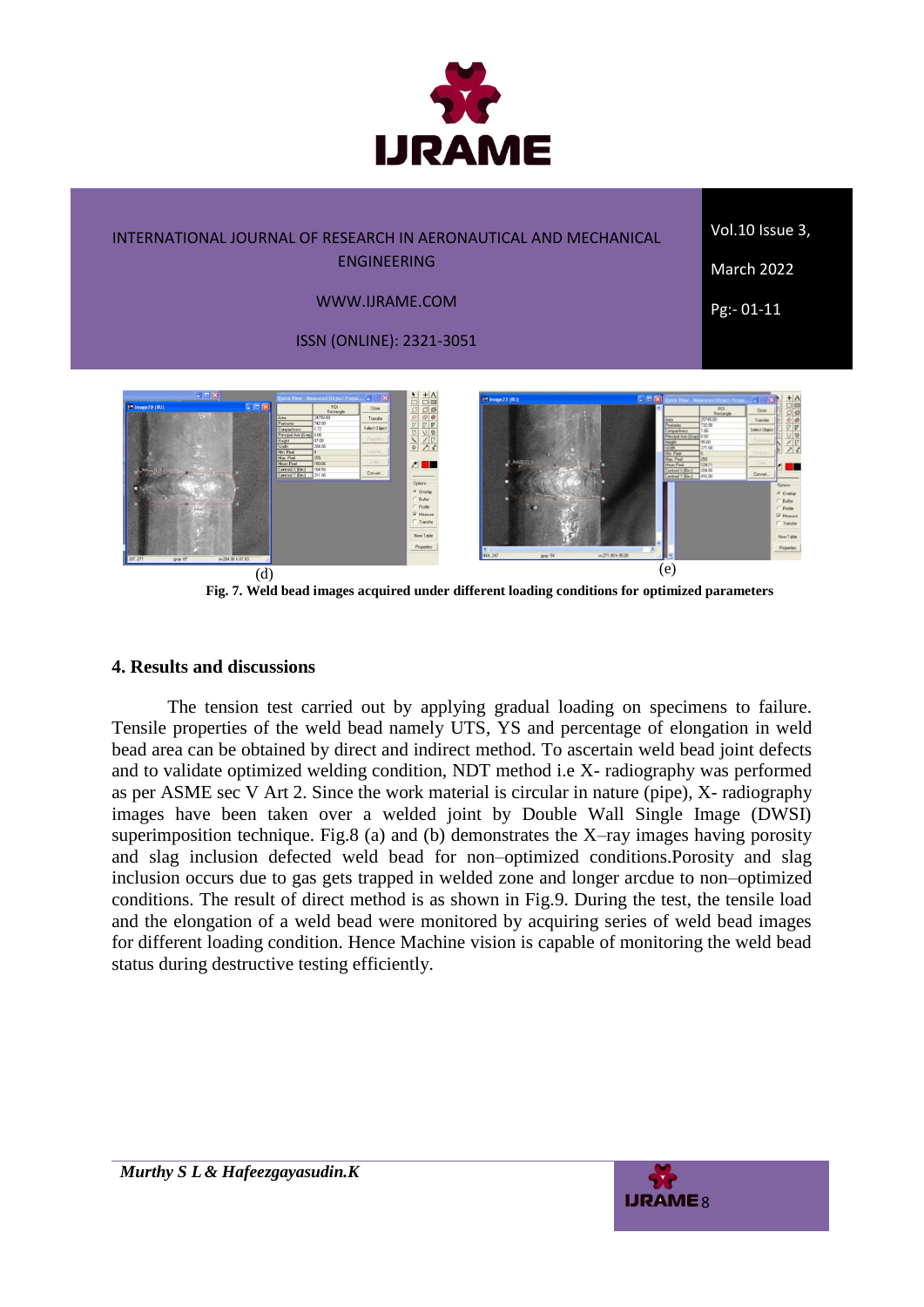(d)

(e)

**Fig. 7. Weld bead images acquired under different loading conditions for optimized parameters**

## 4. Results and discussions

The tension test carried out by applying gradual loading on specimens to failure. Tensile properties of the weld bead namely UTS, YS and percentage of elongation in weld bead area can be obtained by direct and indirect method. To ascertain weld bead joint defects and to validate optimized welding condition, NDT method i.e X- radiography was performed as per ASME sec V Art 2. Since the work material is circular in nature (pipe), X- radiography images have been taken over a welded joint by Double Wall Single Image (DWSI) superimposition technique. Fig.8 (a) and (b) demonstrates the X–ray images having porosity and slag inclusion defected weld bead for non–optimized conditions.Porosity and slag inclusion occurs due to gas gets trapped in welded zone and longer arcdue to non–optimized conditions. The result of direct method is as shown in Fig.9. During the test, the tensile load and the elongation of a weld bead were monitored by acquiring series of weld bead images for different loading condition. Hence Machine vision is capable of monitoring the weld bead status during destructive testing efficiently.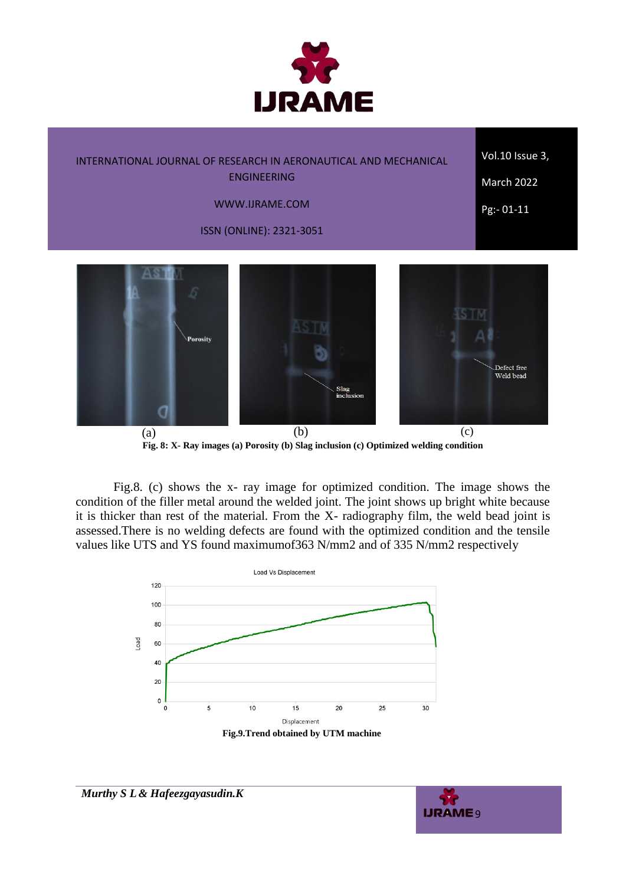(a) (b) (c)

**Fig. 8: X- Ray images (a) Porosity (b) Slag inclusion (c) Optimized welding condition**

Fig.8. (c) shows the x- ray image for optimized condition. The image shows the condition of the filler metal around the welded joint. The joint shows up bright white because it is thicker than rest of the material. From the X- radiography film, the weld bead joint is assessed.There is no welding defects are found with the optimized condition and the tensile values like UTS and YS found maximumof363 N/mm2 and of 335 N/mm2 respectively

**Fig.9.Trend obtained by UTM machine**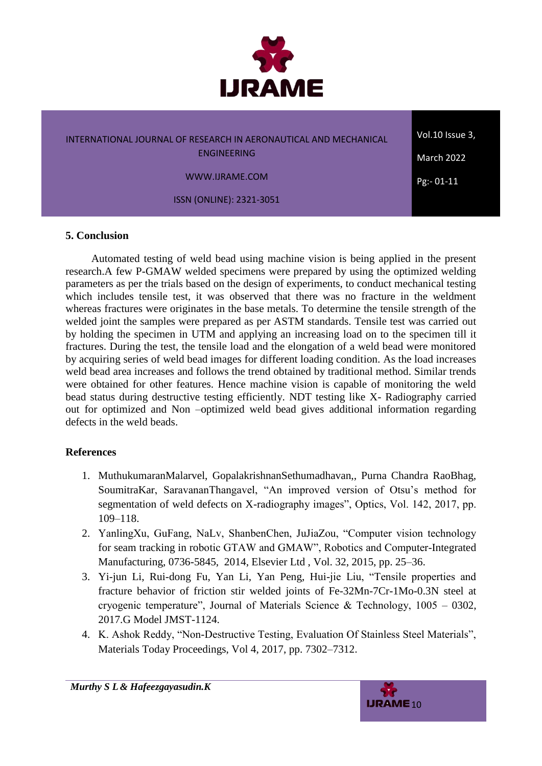## 5. Conclusion

Automated testing of weld bead using machine vision is being applied in the present research.A few P-GMAW welded specimens were prepared by using the optimized welding parameters as per the trials based on the design of experiments, to conduct mechanical testing which includes tensile test, it was observed that there was no fracture in the weldment whereas fractures were originates in the base metals. To determine the tensile strength of the welded joint the samples were prepared as per ASTM standards. Tensile test was carried out by holding the specimen in UTM and applying an increasing load on to the specimen till it fractures. During the test, the tensile load and the elongation of a weld bead were monitored by acquiring series of weld bead images for different loading condition. As the load increases weld bead area increases and follows the trend obtained by traditional method. Similar trends were obtained for other features. Hence machine vision is capable of monitoring the weld bead status during destructive testing efficiently. NDT testing like X- Radiography carried out for optimized and Non –optimized weld bead gives additional information regarding defects in the weld beads.

## References

1. MuthukumaranMalarvel, GopalakrishnanSethumadhavan,, Purna Chandra RaoBhag, SoumitraKar, SaravananThangavel, "An improved version of Otsu's method for segmentation of weld defects on X-radiography images", Optics, Vol. 142, 2017, pp. 109–118.
2. YanlingXu, GuFang, NaLv, ShanbenChen, JuJiaZou, "Computer vision technology for seam tracking in robotic GTAW and GMAW", Robotics and Computer-Integrated Manufacturing, 0736-5845, 2014, Elsevier Ltd , Vol. 32, 2015, pp. 25–36.
3. Yi-jun Li, Rui-dong Fu, Yan Li, Yan Peng, Hui-jie Liu, "Tensile properties and fracture behavior of friction stir welded joints of Fe-32Mn-7Cr-1Mo-0.3N steel at cryogenic temperature", Journal of Materials Science & Technology, 1005 – 0302, 2017.G Model JMST-1124.
4. K. Ashok Reddy, "Non-Destructive Testing, Evaluation Of Stainless Steel Materials", Materials Today Proceedings, Vol 4, 2017, pp. 7302–7312.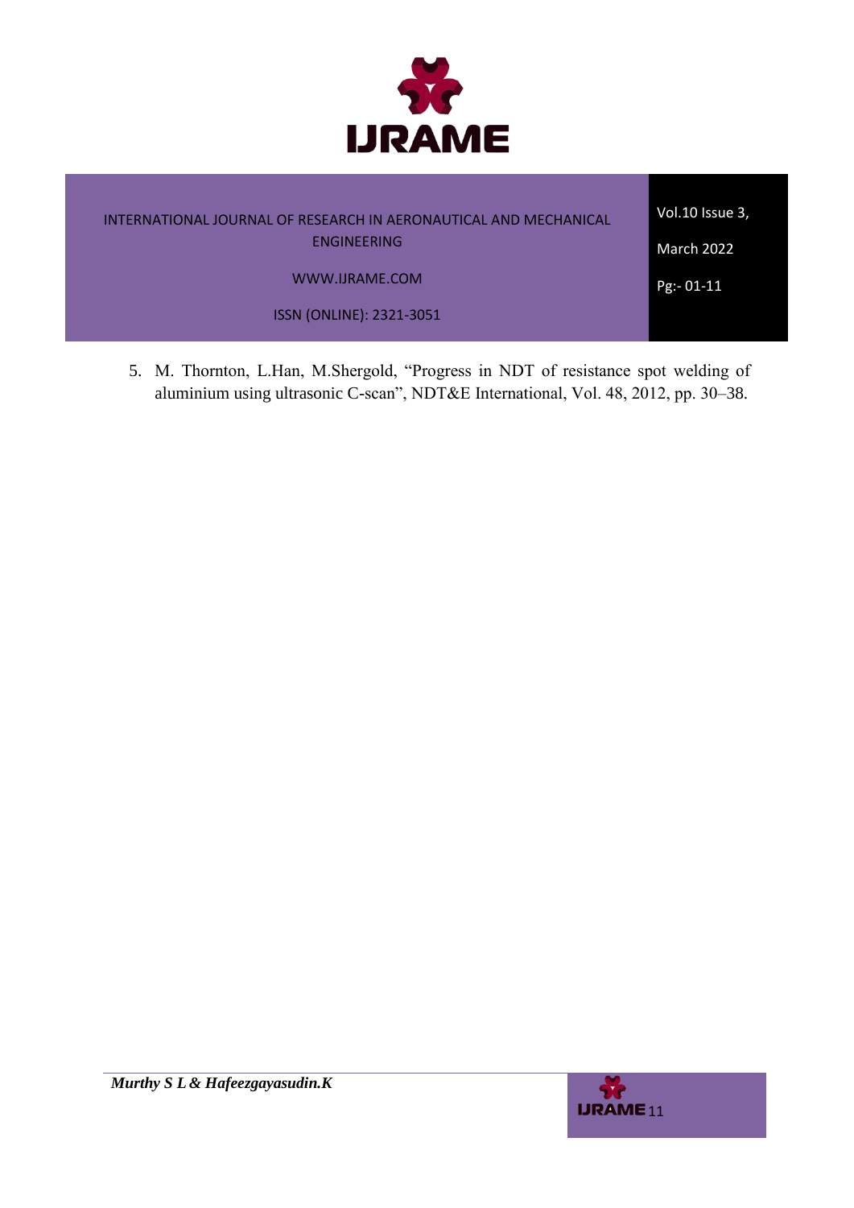5. M. Thornton, L.Han, M.Shergold, "Progress in NDT of resistance spot welding of aluminium using ultrasonic C-scan", NDT&E International, Vol. 48, 2012, pp. 30–38.